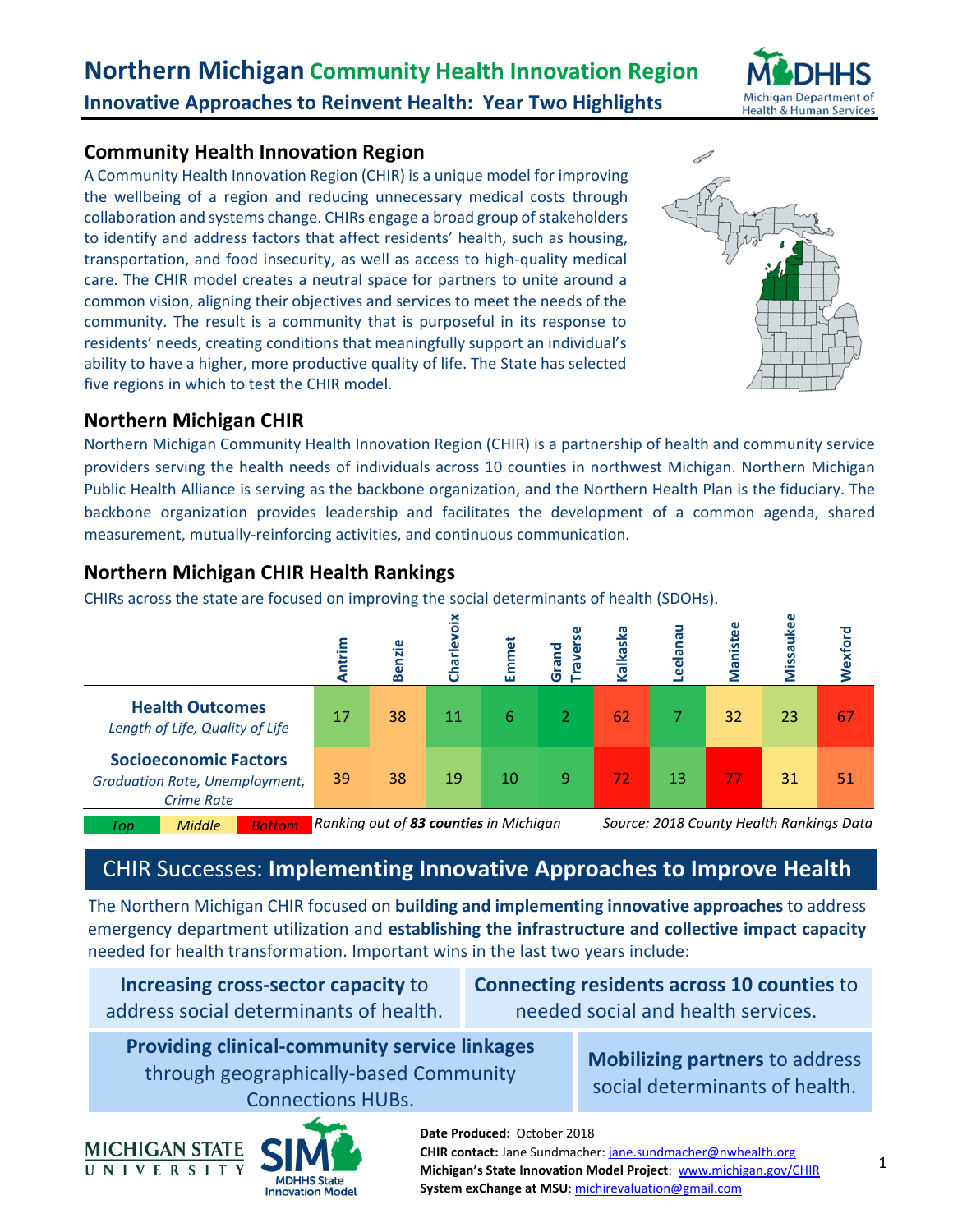# Northern Michigan Community Health Innovation Region

## Innovative Approaches to Reinvent Health: Year Two Highlights

### Community Health Innovation Region

A Community Health Innovation Region (CHIR) is a unique model for improving the wellbeing of a region and reducing unnecessary medical costs through collaboration and systems change. CHIRs engage a broad group of stakeholders to identify and address factors that affect residents' health, such as housing, transportation, and food insecurity, as well as access to high-quality medical care. The CHIR model creates a neutral space for partners to unite around a common vision, aligning their objectives and services to meet the needs of the community. The result is a community that is purposeful in its response to residents' needs, creating conditions that meaningfully support an individual's ability to have a higher, more productive quality of life. The State has selected five regions in which to test the CHIR model.

### Northern Michigan CHIR

Northern Michigan Community Health Innovation Region (CHIR) is a partnership of health and community service providers serving the health needs of individuals across 10 counties in northwest Michigan. Northern Michigan Public Health Alliance is serving as the backbone organization, and the Northern Health Plan is the fiduciary. The backbone organization provides leadership and facilitates the development of a common agenda, shared measurement, mutually-reinforcing activities, and continuous communication.

### Northern Michigan CHIR Health Rankings

CHIRs across the state are focused on improving the social determinants of health (SDOHs).

| | Antrim | Benzie | Charlevoix | Emmet | Grand Traverse | Kalkaska | Leelanau | Manistee | Missaukee | Wexford |
|---|---|---|---|---|---|---|---|---|---|---|
| **Health Outcomes** *Length of Life, Quality of Life* | 17 | 38 | 11 | 6 | 2 | 62 | 7 | 32 | 23 | 67 |
| **Socioeconomic Factors** *Graduation Rate, Unemployment, Crime Rate* | 39 | 38 | 19 | 10 | 9 | 72 | 13 | 77 | 31 | 51 |

*Top* *Middle* *Bottom* *Ranking out of **83 counties** in Michigan* *Source: 2018 County Health Rankings Data*

## CHIR Successes: **Implementing Innovative Approaches to Improve Health**

The Northern Michigan CHIR focused on **building and implementing innovative approaches** to address emergency department utilization and **establishing the infrastructure and collective impact capacity** needed for health transformation. Important wins in the last two years include:

- **Increasing cross-sector capacity** to address social determinants of health.
- **Connecting residents across 10 counties** to needed social and health services.
- **Providing clinical-community service linkages** through geographically-based Community Connections HUBs.
- **Mobilizing partners** to address social determinants of health.

**Date Produced:** October 2018
**CHIR contact:** Jane Sundmacher: jane.sundmacher@nwhealth.org
**Michigan's State Innovation Model Project**: www.michigan.gov/CHIR
**System exChange at MSU**: michirevaluation@gmail.com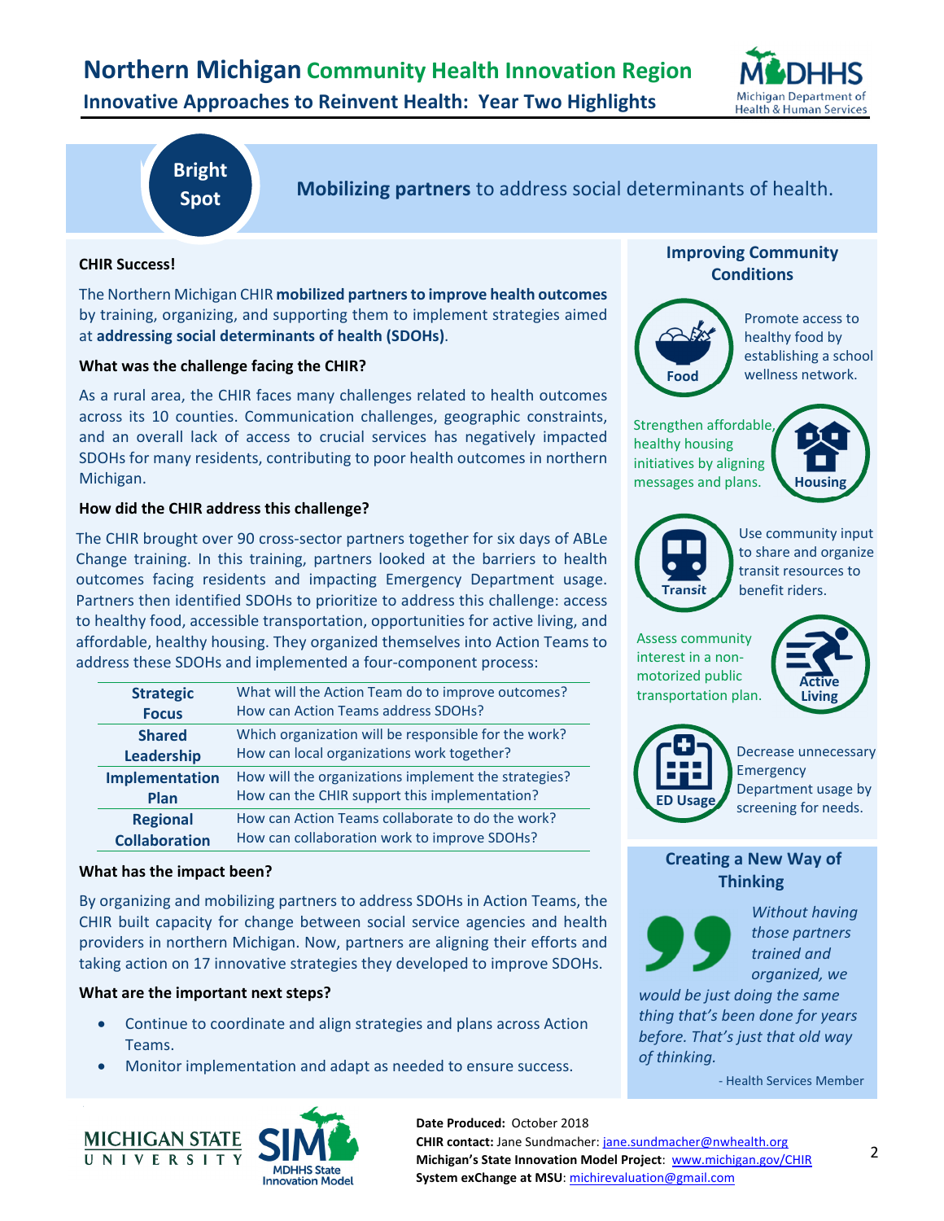# Northern Michigan Community Health Innovation Region

## Innovative Approaches to Reinvent Health: Year Two Highlights

**Bright Spot**

**Mobilizing partners** to address social determinants of health.

### CHIR Success!

The Northern Michigan CHIR **mobilized partners to improve health outcomes** by training, organizing, and supporting them to implement strategies aimed at **addressing social determinants of health (SDOHs)**.

### What was the challenge facing the CHIR?

As a rural area, the CHIR faces many challenges related to health outcomes across its 10 counties. Communication challenges, geographic constraints, and an overall lack of access to crucial services has negatively impacted SDOHs for many residents, contributing to poor health outcomes in northern Michigan.

### How did the CHIR address this challenge?

The CHIR brought over 90 cross-sector partners together for six days of ABLe Change training. In this training, partners looked at the barriers to health outcomes facing residents and impacting Emergency Department usage. Partners then identified SDOHs to prioritize to address this challenge: access to healthy food, accessible transportation, opportunities for active living, and affordable, healthy housing. They organized themselves into Action Teams to address these SDOHs and implemented a four-component process:

| | |
|---|---|
| **Strategic Focus** | What will the Action Team do to improve outcomes? How can Action Teams address SDOHs? |
| **Shared Leadership** | Which organization will be responsible for the work? How can local organizations work together? |
| **Implementation Plan** | How will the organizations implement the strategies? How can the CHIR support this implementation? |
| **Regional Collaboration** | How can Action Teams collaborate to do the work? How can collaboration work to improve SDOHs? |

### What has the impact been?

By organizing and mobilizing partners to address SDOHs in Action Teams, the CHIR built capacity for change between social service agencies and health providers in northern Michigan. Now, partners are aligning their efforts and taking action on 17 innovative strategies they developed to improve SDOHs.

### What are the important next steps?

- Continue to coordinate and align strategies and plans across Action Teams.
- Monitor implementation and adapt as needed to ensure success.

### Improving Community Conditions

**Food**: Promote access to healthy food by establishing a school wellness network.

**Housing**: Strengthen affordable, healthy housing initiatives by aligning messages and plans.

**Transit**: Use community input to share and organize transit resources to benefit riders.

**Active Living**: Assess community interest in a non-motorized public transportation plan.

**ED Usage**: Decrease unnecessary Emergency Department usage by screening for needs.

### Creating a New Way of Thinking

*Without having those partners trained and organized, we would be just doing the same thing that's been done for years before. That's just that old way of thinking.*

\- Health Services Member

**Date Produced:** October 2018
**CHIR contact:** Jane Sundmacher: jane.sundmacher@nwhealth.org
**Michigan's State Innovation Model Project**: www.michigan.gov/CHIR
**System exChange at MSU**: michirevaluation@gmail.com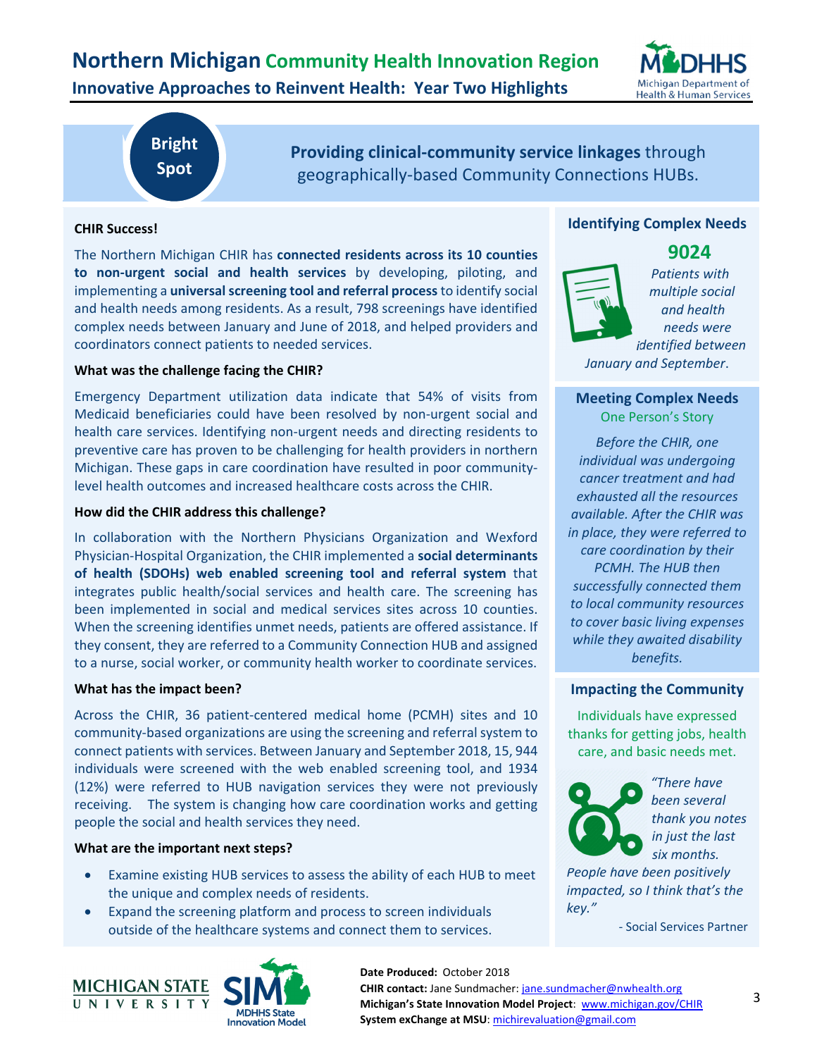# Northern Michigan Community Health Innovation Region

## Innovative Approaches to Reinvent Health: Year Two Highlights

**Bright Spot**

**Providing clinical-community service linkages** through geographically-based Community Connections HUBs.

### CHIR Success!

The Northern Michigan CHIR has **connected residents across its 10 counties to non-urgent social and health services** by developing, piloting, and implementing a **universal screening tool and referral process** to identify social and health needs among residents. As a result, 798 screenings have identified complex needs between January and June of 2018, and helped providers and coordinators connect patients to needed services.

### What was the challenge facing the CHIR?

Emergency Department utilization data indicate that 54% of visits from Medicaid beneficiaries could have been resolved by non-urgent social and health care services. Identifying non-urgent needs and directing residents to preventive care has proven to be challenging for health providers in northern Michigan. These gaps in care coordination have resulted in poor community-level health outcomes and increased healthcare costs across the CHIR.

### How did the CHIR address this challenge?

In collaboration with the Northern Physicians Organization and Wexford Physician-Hospital Organization, the CHIR implemented a **social determinants of health (SDOHs) web enabled screening tool and referral system** that integrates public health/social services and health care. The screening has been implemented in social and medical services sites across 10 counties. When the screening identifies unmet needs, patients are offered assistance. If they consent, they are referred to a Community Connection HUB and assigned to a nurse, social worker, or community health worker to coordinate services.

### What has the impact been?

Across the CHIR, 36 patient-centered medical home (PCMH) sites and 10 community-based organizations are using the screening and referral system to connect patients with services. Between January and September 2018, 15, 944 individuals were screened with the web enabled screening tool, and 1934 (12%) were referred to HUB navigation services they were not previously receiving. The system is changing how care coordination works and getting people the social and health services they need.

### What are the important next steps?

- Examine existing HUB services to assess the ability of each HUB to meet the unique and complex needs of residents.
- Expand the screening platform and process to screen individuals outside of the healthcare systems and connect them to services.

### Identifying Complex Needs

**9024**

*Patients with multiple social and health needs were identified between January and September.*

### Meeting Complex Needs

One Person's Story

*Before the CHIR, one individual was undergoing cancer treatment and had exhausted all the resources available. After the CHIR was in place, they were referred to care coordination by their PCMH. The HUB then successfully connected them to local community resources to cover basic living expenses while they awaited disability benefits.*

### Impacting the Community

Individuals have expressed thanks for getting jobs, health care, and basic needs met.

*"There have been several thank you notes in just the last six months. People have positively impacted, so I think that's the key."*

- Social Services Partner

**Date Produced:** October 2018
**CHIR contact:** Jane Sundmacher: jane.sundmacher@nwhealth.org
**Michigan's State Innovation Model Project**: www.michigan.gov/CHIR
**System exChange at MSU**: michirevaluation@gmail.com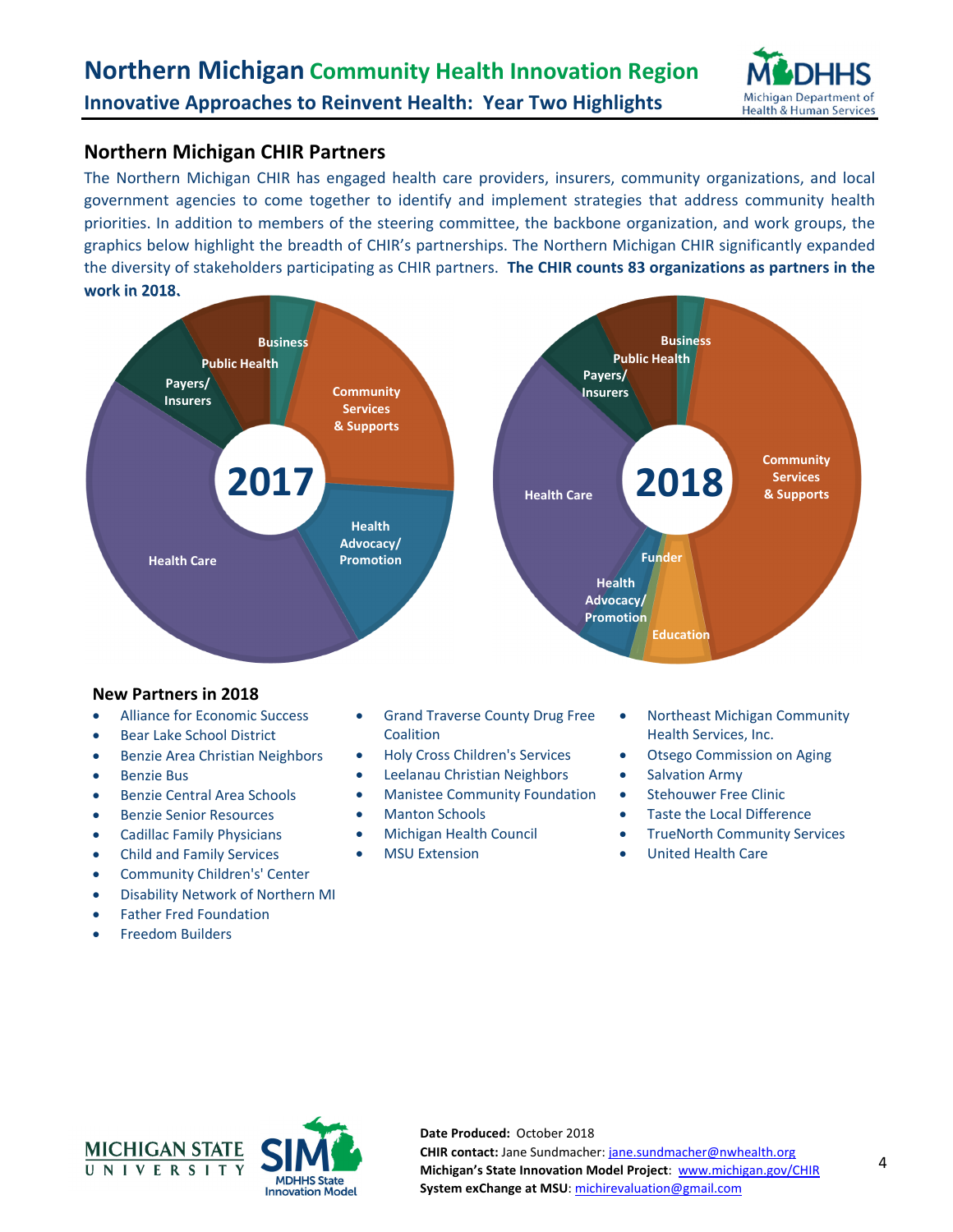# Northern Michigan Community Health Innovation Region

## Innovative Approaches to Reinvent Health: Year Two Highlights

### Northern Michigan CHIR Partners

The Northern Michigan CHIR has engaged health care providers, insurers, community organizations, and local government agencies to come together to identify and implement strategies that address community health priorities. In addition to members of the steering committee, the backbone organization, and work groups, the graphics below highlight the breadth of CHIR's partnerships. The Northern Michigan CHIR significantly expanded the diversity of stakeholders participating as CHIR partners. **The CHIR counts 83 organizations as partners in the work in 2018.**

2017

Business
Public Health
Payers/ Insurers
Community Services & Supports
Health Advocacy/ Promotion
Health Care

2018

Business
Public Health
Payers/ Insurers
Community Services & Supports
Health Care
Funder
Health Advocacy/ Promotion
Education

### New Partners in 2018

- Alliance for Economic Success
- Bear Lake School District
- Benzie Area Christian Neighbors
- Benzie Bus
- Benzie Central Area Schools
- Benzie Senior Resources
- Cadillac Family Physicians
- Child and Family Services
- Community Children's' Center
- Disability Network of Northern MI
- Father Fred Foundation
- Freedom Builders
- Grand Traverse County Drug Free Coalition
- Holy Cross Children's Services
- Leelanau Christian Neighbors
- Manistee Community Foundation
- Manton Schools
- Michigan Health Council
- MSU Extension
- Northeast Michigan Community Health Services, Inc.
- Otsego Commission on Aging
- Salvation Army
- Stehouwer Free Clinic
- Taste the Local Difference
- TrueNorth Community Services
- United Health Care

**Date Produced:** October 2018
**CHIR contact:** Jane Sundmacher: jane.sundmacher@nwhealth.org
**Michigan's State Innovation Model Project**: www.michigan.gov/CHIR
**System exChange at MSU**: michirevaluation@gmail.com